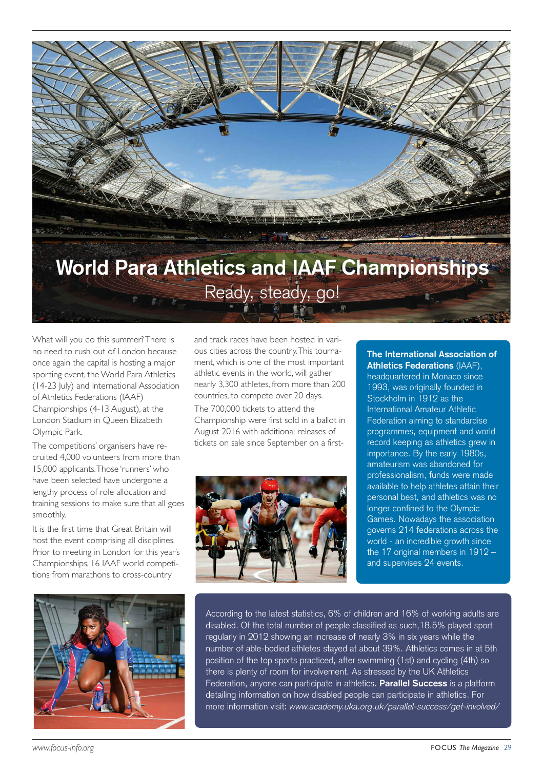# World Para Athletics and IAAF Championships

## Ready, steady, go!

What will you do this summer? There is no need to rush out of London because once again the capital is hosting a major sporting event, the World Para Athletics (14-23 July) and International Association of Athletics Federations (IAAF) Championships (4-13 August), at the London Stadium in Queen Elizabeth Olympic Park.

The competitions' organisers have recruited 4,000 volunteers from more than 15,000 applicants. Those 'runners' who have been selected have undergone a lengthy process of role allocation and training sessions to make sure that all goes smoothly.

It is the first time that Great Britain will host the event comprising all disciplines. Prior to meeting in London for this year's Championships, 16 IAAF world competitions from marathons to cross-country and track races have been hosted in various cities across the country. This tournament, which is one of the most important athletic events in the world, will gather nearly 3,300 athletes, from more than 200 countries, to compete over 20 days.

The 700,000 tickets to attend the Championship were first sold in a ballot in August 2016 with additional releases of tickets on sale since September on a first-

**The International Association of Athletics Federations** (IAAF), headquartered in Monaco since 1993, was originally founded in Stockholm in 1912 as the International Amateur Athletic Federation aiming to standardise programmes, equipment and world record keeping as athletics grew in importance. By the early 1980s, amateurism was abandoned for professionalism, funds were made available to help athletes attain their personal best, and athletics was no longer confined to the Olympic Games. Nowadays the association governs 214 federations across the world - an incredible growth since the 17 original members in 1912 – and supervises 24 events.

According to the latest statistics, 6% of children and 16% of working adults are disabled. Of the total number of people classified as such, 18.5% played sport regularly in 2012 showing an increase of nearly 3% in six years while the number of able-bodied athletes stayed at about 39%. Athletics comes in at 5th position of the top sports practiced, after swimming (1st) and cycling (4th) so there is plenty of room for involvement. As stressed by the UK Athletics Federation, anyone can participate in athletics. **Parallel Success** is a platform detailing information on how disabled people can participate in athletics. For more information visit: *www.academy.uka.org.uk/parallel-success/get-involved/*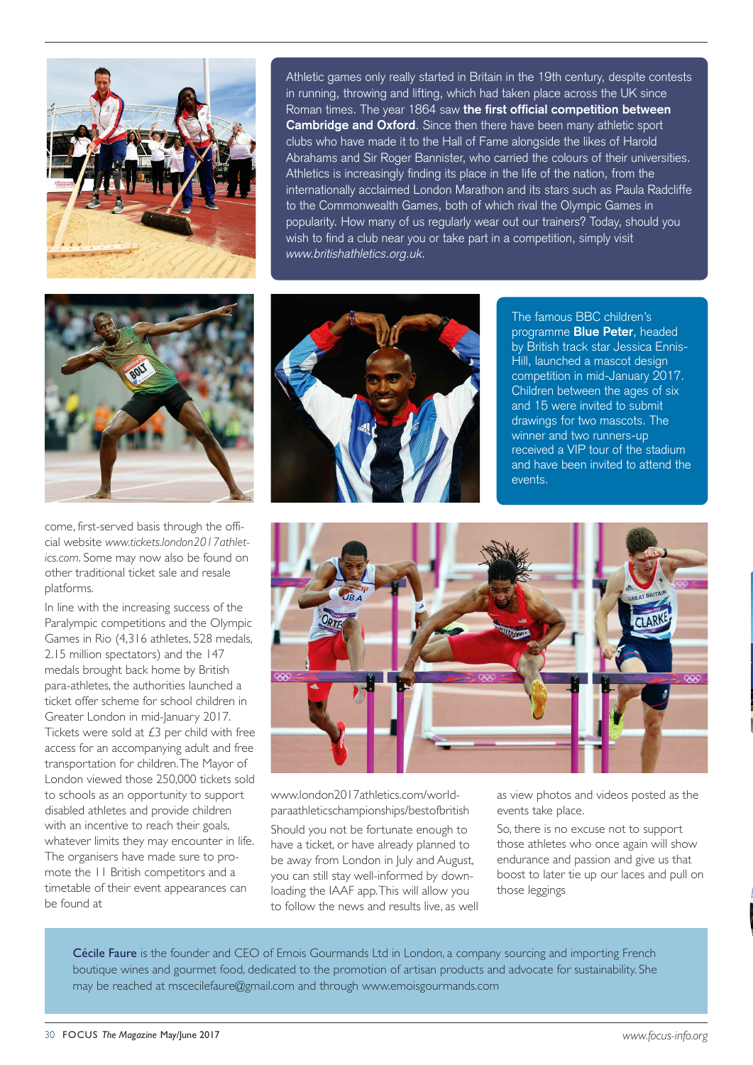Athletic games only really started in Britain in the 19th century, despite contests in running, throwing and lifting, which had taken place across the UK since Roman times. The year 1864 saw **the first official competition between Cambridge and Oxford**. Since then there have been many athletic sport clubs who have made it to the Hall of Fame alongside the likes of Harold Abrahams and Sir Roger Bannister, who carried the colours of their universities. Athletics is increasingly finding its place in the life of the nation, from the internationally acclaimed London Marathon and its stars such as Paula Radcliffe to the Commonwealth Games, both of which rival the Olympic Games in popularity. How many of us regularly wear out our trainers? Today, should you wish to find a club near you or take part in a competition, simply visit *www.britishathletics.org.uk*.

The famous BBC children's programme **Blue Peter**, headed by British track star Jessica Ennis-Hill, launched a mascot design competition in mid-January 2017. Children between the ages of six and 15 were invited to submit drawings for two mascots. The winner and two runners-up received a VIP tour of the stadium and have been invited to attend the events.

come, first-served basis through the official website *www.tickets.london2017athletics.com*. Some may now also be found on other traditional ticket sale and resale platforms.

In line with the increasing success of the Paralympic competitions and the Olympic Games in Rio (4,316 athletes, 528 medals, 2.15 million spectators) and the 147 medals brought back home by British para-athletes, the authorities launched a ticket offer scheme for school children in Greater London in mid-January 2017. Tickets were sold at £3 per child with free access for an accompanying adult and free transportation for children. The Mayor of London viewed those 250,000 tickets sold to schools as an opportunity to support disabled athletes and provide children with an incentive to reach their goals, whatever limits they may encounter in life. The organisers have made sure to promote the 11 British competitors and a timetable of their event appearances can be found at www.london2017athletics.com/world-paraathleticschampionships/bestofbritish

Should you not be fortunate enough to have a ticket, or have already planned to be away from London in July and August, you can still stay well-informed by downloading the IAAF app. This will allow you to follow the news and results live, as well as view photos and videos posted as the events take place.

So, there is no excuse not to support those athletes who once again will show endurance and passion and give us that boost to later tie up our laces and pull on those leggings

Cécile Faure is the founder and CEO of Emois Gourmands Ltd in London, a company sourcing and importing French boutique wines and gourmet food, dedicated to the promotion of artisan products and advocate for sustainability. She may be reached at mscecilefaure@gmail.com and through www.emoisgourmands.com